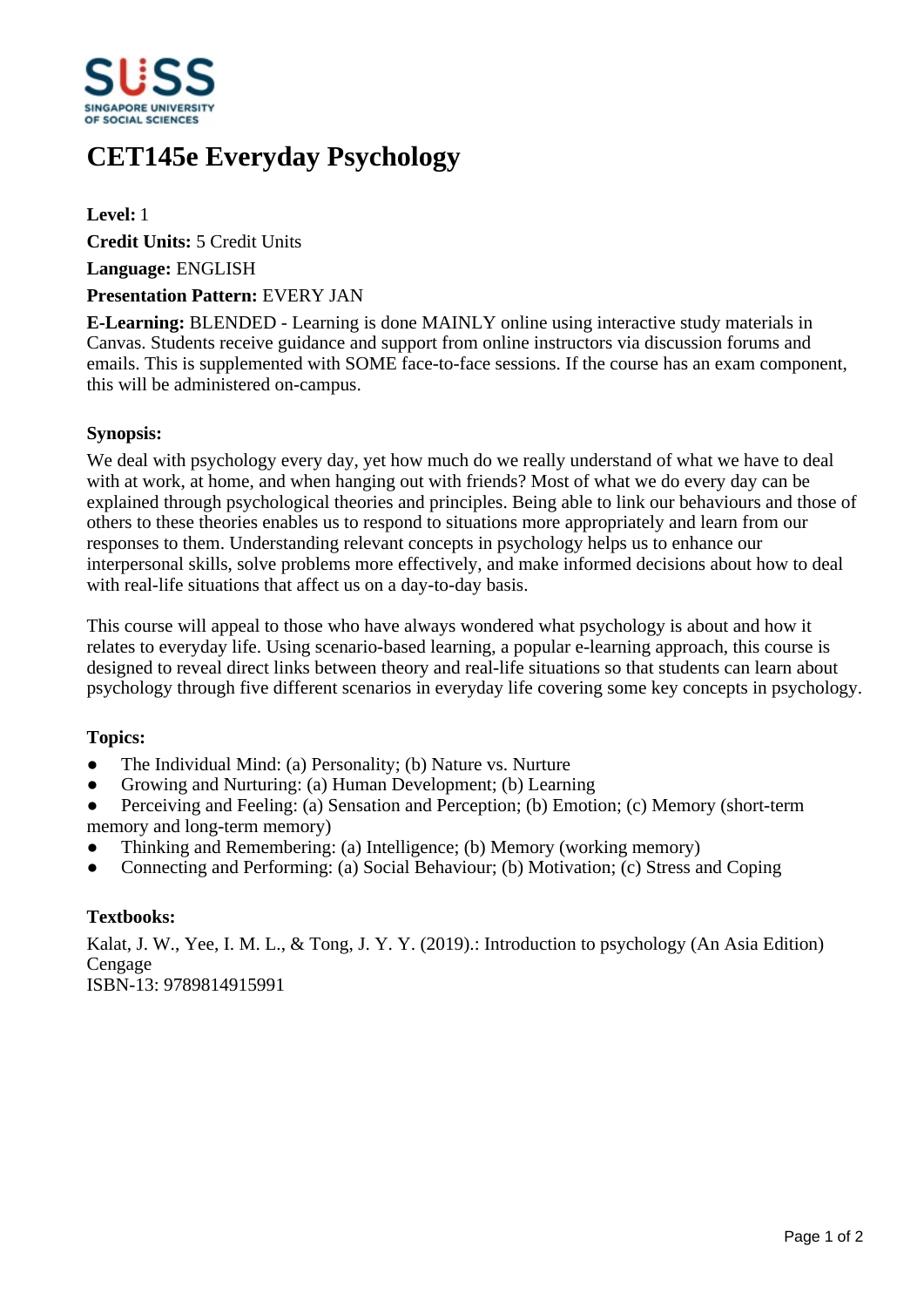# CET145e Everyday Psychology

**Level:** 1

**Credit Units:** 5 Credit Units

**Language:** ENGLISH

**Presentation Pattern:** EVERY JAN

**E-Learning:** BLENDED - Learning is done MAINLY online using interactive study materials in Canvas. Students receive guidance and support from online instructors via discussion forums and emails. This is supplemented with SOME face-to-face sessions. If the course has an exam component, this will be administered on-campus.

### Synopsis:

We deal with psychology every day, yet how much do we really understand of what we have to deal with at work, at home, and when hanging out with friends? Most of what we do every day can be explained through psychological theories and principles. Being able to link our behaviours and those of others to these theories enables us to respond to situations more appropriately and learn from our responses to them. Understanding relevant concepts in psychology helps us to enhance our interpersonal skills, solve problems more effectively, and make informed decisions about how to deal with real-life situations that affect us on a day-to-day basis.

This course will appeal to those who have always wondered what psychology is about and how it relates to everyday life. Using scenario-based learning, a popular e-learning approach, this course is designed to reveal direct links between theory and real-life situations so that students can learn about psychology through five different scenarios in everyday life covering some key concepts in psychology.

### Topics:

- The Individual Mind: (a) Personality; (b) Nature vs. Nurture
- Growing and Nurturing: (a) Human Development; (b) Learning
- Perceiving and Feeling: (a) Sensation and Perception; (b) Emotion; (c) Memory (short-term memory and long-term memory)
- Thinking and Remembering: (a) Intelligence; (b) Memory (working memory)
- Connecting and Performing: (a) Social Behaviour; (b) Motivation; (c) Stress and Coping

### Textbooks:

Kalat, J. W., Yee, I. M. L., & Tong, J. Y. Y. (2019).: Introduction to psychology (An Asia Edition) Cengage
ISBN-13: 9789814915991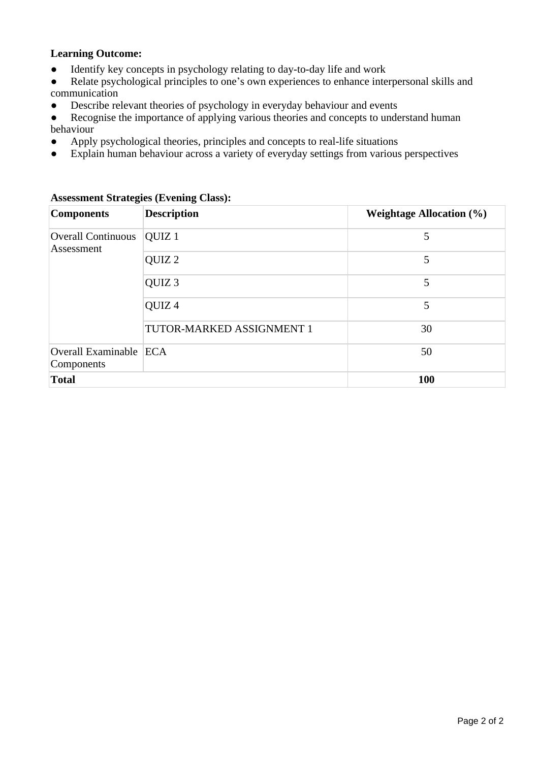**Learning Outcome:**

- Identify key concepts in psychology relating to day-to-day life and work
- Relate psychological principles to one's own experiences to enhance interpersonal skills and communication
- Describe relevant theories of psychology in everyday behaviour and events
- Recognise the importance of applying various theories and concepts to understand human behaviour
- Apply psychological theories, principles and concepts to real-life situations
- Explain human behaviour across a variety of everyday settings from various perspectives

**Assessment Strategies (Evening Class):**

| **Components** | **Description** | **Weightage Allocation (%)** |
|---|---|---|
| Overall Continuous Assessment | QUIZ 1 | 5 |
| | QUIZ 2 | 5 |
| | QUIZ 3 | 5 |
| | QUIZ 4 | 5 |
| | TUTOR-MARKED ASSIGNMENT 1 | 30 |
| Overall Examinable Components | ECA | 50 |
| **Total** | | **100** |